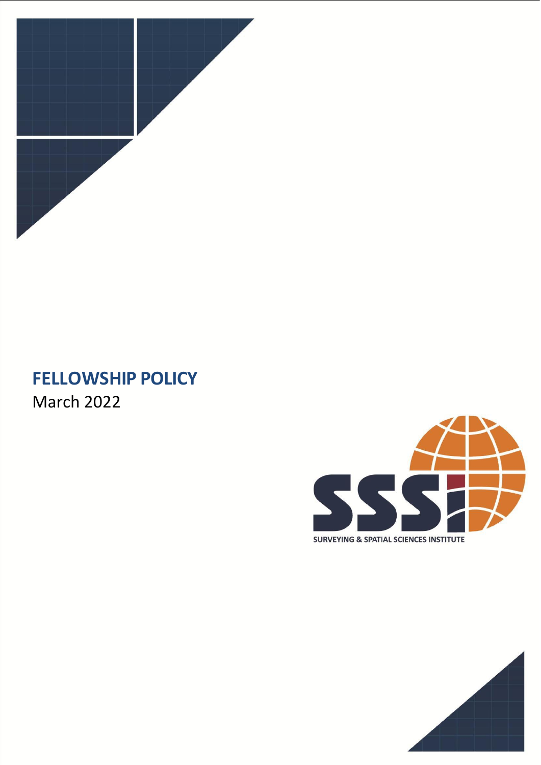# FELLOWSHIP POLICY

March 2022

SSSI

SURVEYING & SPATIAL SCIENCES INSTITUTE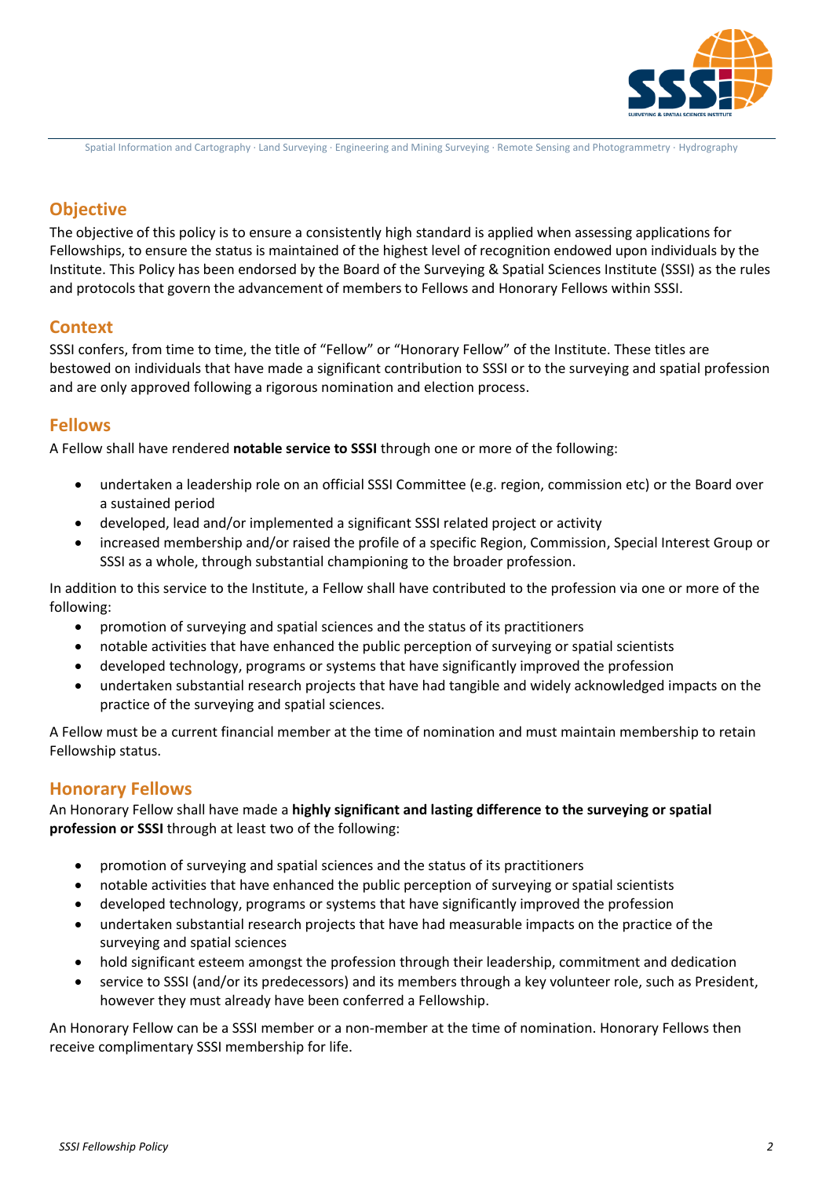## Objective

The objective of this policy is to ensure a consistently high standard is applied when assessing applications for Fellowships, to ensure the status is maintained of the highest level of recognition endowed upon individuals by the Institute. This Policy has been endorsed by the Board of the Surveying & Spatial Sciences Institute (SSSI) as the rules and protocols that govern the advancement of members to Fellows and Honorary Fellows within SSSI.

## Context

SSSI confers, from time to time, the title of "Fellow" or "Honorary Fellow" of the Institute. These titles are bestowed on individuals that have made a significant contribution to SSSI or to the surveying and spatial profession and are only approved following a rigorous nomination and election process.

## Fellows

A Fellow shall have rendered **notable service to SSSI** through one or more of the following:

- undertaken a leadership role on an official SSSI Committee (e.g. region, commission etc) or the Board over a sustained period
- developed, lead and/or implemented a significant SSSI related project or activity
- increased membership and/or raised the profile of a specific Region, Commission, Special Interest Group or SSSI as a whole, through substantial championing to the broader profession.

In addition to this service to the Institute, a Fellow shall have contributed to the profession via one or more of the following:

- promotion of surveying and spatial sciences and the status of its practitioners
- notable activities that have enhanced the public perception of surveying or spatial scientists
- developed technology, programs or systems that have significantly improved the profession
- undertaken substantial research projects that have had tangible and widely acknowledged impacts on the practice of the surveying and spatial sciences.

A Fellow must be a current financial member at the time of nomination and must maintain membership to retain Fellowship status.

## Honorary Fellows

An Honorary Fellow shall have made a **highly significant and lasting difference to the surveying or spatial profession or SSSI** through at least two of the following:

- promotion of surveying and spatial sciences and the status of its practitioners
- notable activities that have enhanced the public perception of surveying or spatial scientists
- developed technology, programs or systems that have significantly improved the profession
- undertaken substantial research projects that have had measurable impacts on the practice of the surveying and spatial sciences
- hold significant esteem amongst the profession through their leadership, commitment and dedication
- service to SSSI (and/or its predecessors) and its members through a key volunteer role, such as President, however they must already have been conferred a Fellowship.

An Honorary Fellow can be a SSSI member or a non-member at the time of nomination. Honorary Fellows then receive complimentary SSSI membership for life.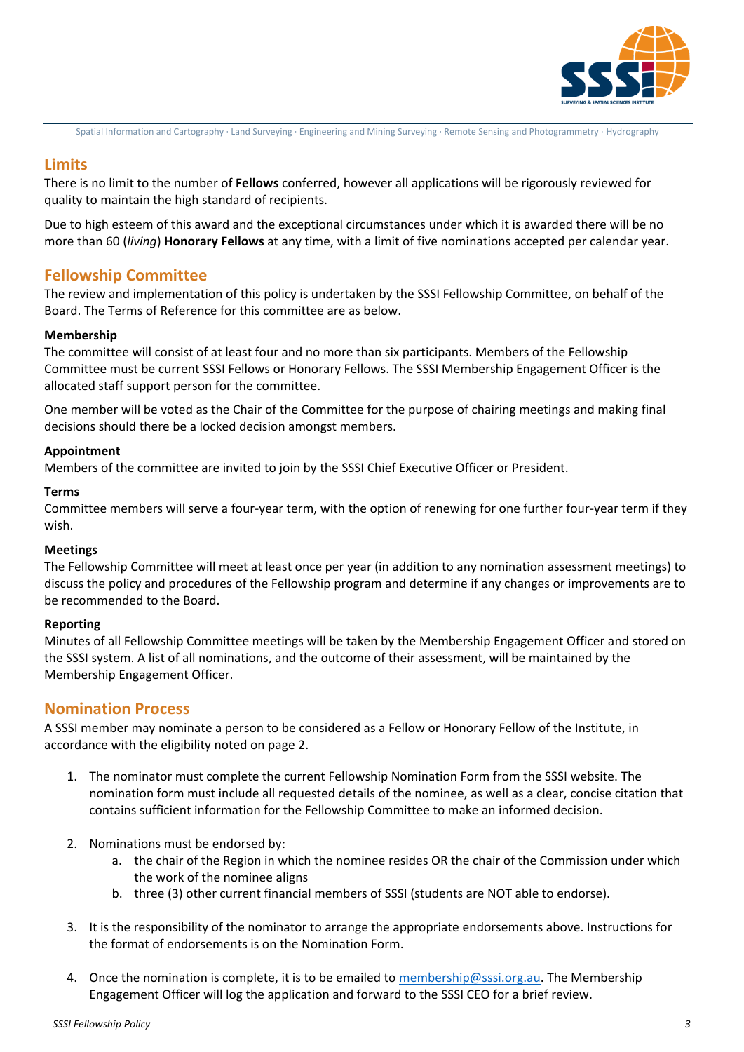## Limits

There is no limit to the number of **Fellows** conferred, however all applications will be rigorously reviewed for quality to maintain the high standard of recipients.

Due to high esteem of this award and the exceptional circumstances under which it is awarded there will be no more than 60 (*living*) **Honorary Fellows** at any time, with a limit of five nominations accepted per calendar year.

## Fellowship Committee

The review and implementation of this policy is undertaken by the SSSI Fellowship Committee, on behalf of the Board. The Terms of Reference for this committee are as below.

**Membership**

The committee will consist of at least four and no more than six participants. Members of the Fellowship Committee must be current SSSI Fellows or Honorary Fellows. The SSSI Membership Engagement Officer is the allocated staff support person for the committee.

One member will be voted as the Chair of the Committee for the purpose of chairing meetings and making final decisions should there be a locked decision amongst members.

**Appointment**

Members of the committee are invited to join by the SSSI Chief Executive Officer or President.

**Terms**

Committee members will serve a four-year term, with the option of renewing for one further four-year term if they wish.

**Meetings**

The Fellowship Committee will meet at least once per year (in addition to any nomination assessment meetings) to discuss the policy and procedures of the Fellowship program and determine if any changes or improvements are to be recommended to the Board.

**Reporting**

Minutes of all Fellowship Committee meetings will be taken by the Membership Engagement Officer and stored on the SSSI system. A list of all nominations, and the outcome of their assessment, will be maintained by the Membership Engagement Officer.

## Nomination Process

A SSSI member may nominate a person to be considered as a Fellow or Honorary Fellow of the Institute, in accordance with the eligibility noted on page 2.

1. The nominator must complete the current Fellowship Nomination Form from the SSSI website. The nomination form must include all requested details of the nominee, as well as a clear, concise citation that contains sufficient information for the Fellowship Committee to make an informed decision.

2. Nominations must be endorsed by:
   a. the chair of the Region in which the nominee resides OR the chair of the Commission under which the work of the nominee aligns
   b. three (3) other current financial members of SSSI (students are NOT able to endorse).

3. It is the responsibility of the nominator to arrange the appropriate endorsements above. Instructions for the format of endorsements is on the Nomination Form.

4. Once the nomination is complete, it is to be emailed to membership@sssi.org.au. The Membership Engagement Officer will log the application and forward to the SSSI CEO for a brief review.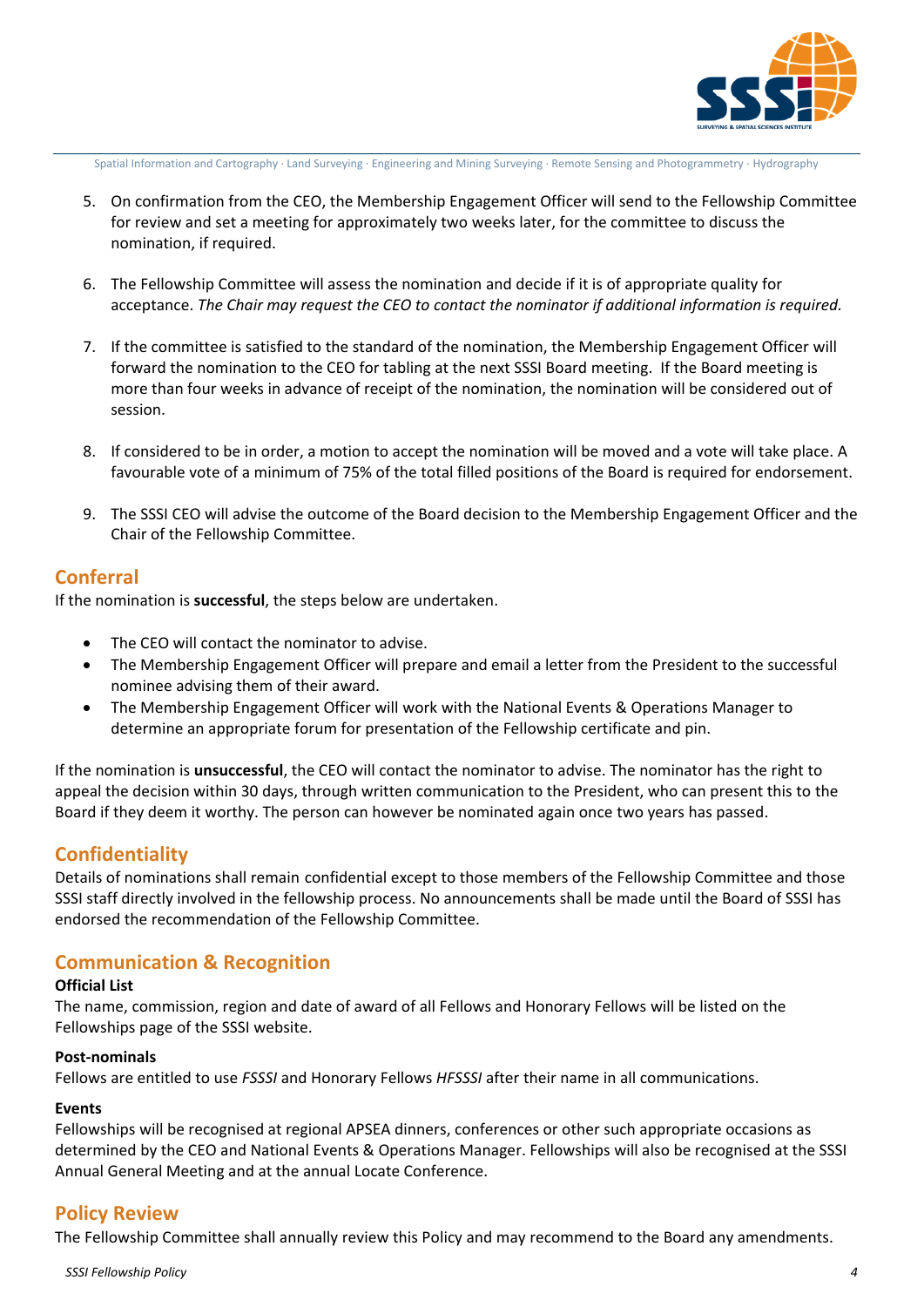5. On confirmation from the CEO, the Membership Engagement Officer will send to the Fellowship Committee for review and set a meeting for approximately two weeks later, for the committee to discuss the nomination, if required.

6. The Fellowship Committee will assess the nomination and decide if it is of appropriate quality for acceptance. *The Chair may request the CEO to contact the nominator if additional information is required.*

7. If the committee is satisfied to the standard of the nomination, the Membership Engagement Officer will forward the nomination to the CEO for tabling at the next SSSI Board meeting. If the Board meeting is more than four weeks in advance of receipt of the nomination, the nomination will be considered out of session.

8. If considered to be in order, a motion to accept the nomination will be moved and a vote will take place. A favourable vote of a minimum of 75% of the total filled positions of the Board is required for endorsement.

9. The SSSI CEO will advise the outcome of the Board decision to the Membership Engagement Officer and the Chair of the Fellowship Committee.

## Conferral

If the nomination is **successful**, the steps below are undertaken.

- The CEO will contact the nominator to advise.
- The Membership Engagement Officer will prepare and email a letter from the President to the successful nominee advising them of their award.
- The Membership Engagement Officer will work with the National Events & Operations Manager to determine an appropriate forum for presentation of the Fellowship certificate and pin.

If the nomination is **unsuccessful**, the CEO will contact the nominator to advise. The nominator has the right to appeal the decision within 30 days, through written communication to the President, who can present this to the Board if they deem it worthy. The person can however be nominated again once two years has passed.

## Confidentiality

Details of nominations shall remain confidential except to those members of the Fellowship Committee and those SSSI staff directly involved in the fellowship process. No announcements shall be made until the Board of SSSI has endorsed the recommendation of the Fellowship Committee.

## Communication & Recognition

**Official List**

The name, commission, region and date of award of all Fellows and Honorary Fellows will be listed on the Fellowships page of the SSSI website.

**Post-nominals**

Fellows are entitled to use *FSSSI* and Honorary Fellows *HFSSSI* after their name in all communications.

**Events**

Fellowships will be recognised at regional APSEA dinners, conferences or other such appropriate occasions as determined by the CEO and National Events & Operations Manager. Fellowships will also be recognised at the SSSI Annual General Meeting and at the annual Locate Conference.

## Policy Review

The Fellowship Committee shall annually review this Policy and may recommend to the Board any amendments.